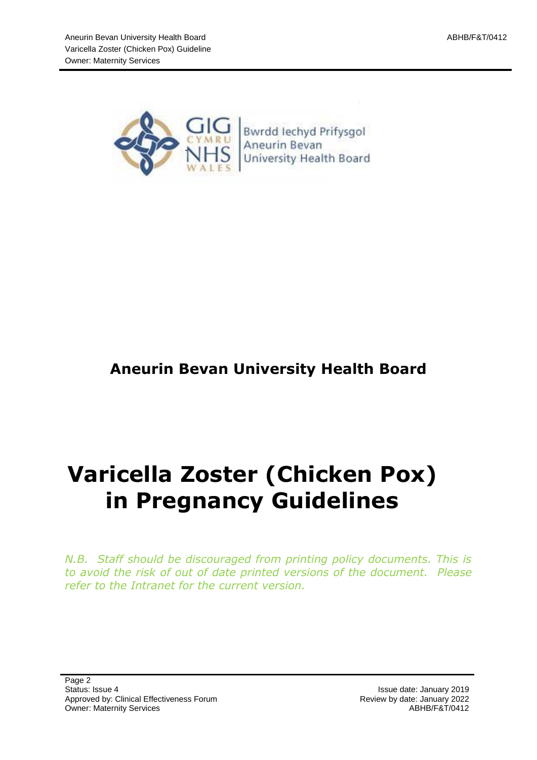# Aneurin Bevan University Health Board

# Varicella Zoster (Chicken Pox) in Pregnancy Guidelines

*N.B. Staff should be discouraged from printing policy documents. This is to avoid the risk of out of date printed versions of the document. Please refer to the Intranet for the current version.*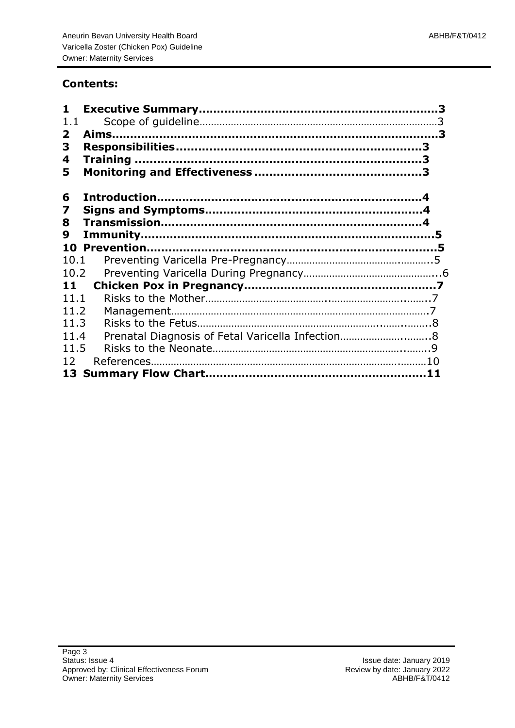## Contents:

| | | |
|---|---|---|
| **1** | **Executive Summary** | **3** |
| 1.1 | Scope of guideline | 3 |
| **2** | **Aims** | **3** |
| **3** | **Responsibilities** | **3** |
| **4** | **Training** | **3** |
| **5** | **Monitoring and Effectiveness** | **3** |
| **6** | **Introduction** | **4** |
| **7** | **Signs and Symptoms** | **4** |
| **8** | **Transmission** | **4** |
| **9** | **Immunity** | **5** |
| **10** | **Prevention** | **5** |
| 10.1 | Preventing Varicella Pre-Pregnancy | 5 |
| 10.2 | Preventing Varicella During Pregnancy | 6 |
| **11** | **Chicken Pox in Pregnancy** | **7** |
| 11.1 | Risks to the Mother | 7 |
| 11.2 | Management | 7 |
| 11.3 | Risks to the Fetus | 8 |
| 11.4 | Prenatal Diagnosis of Fetal Varicella Infection | 8 |
| 11.5 | Risks to the Neonate | 9 |
| 12 | References | 10 |
| **13** | **Summary Flow Chart** | **11** |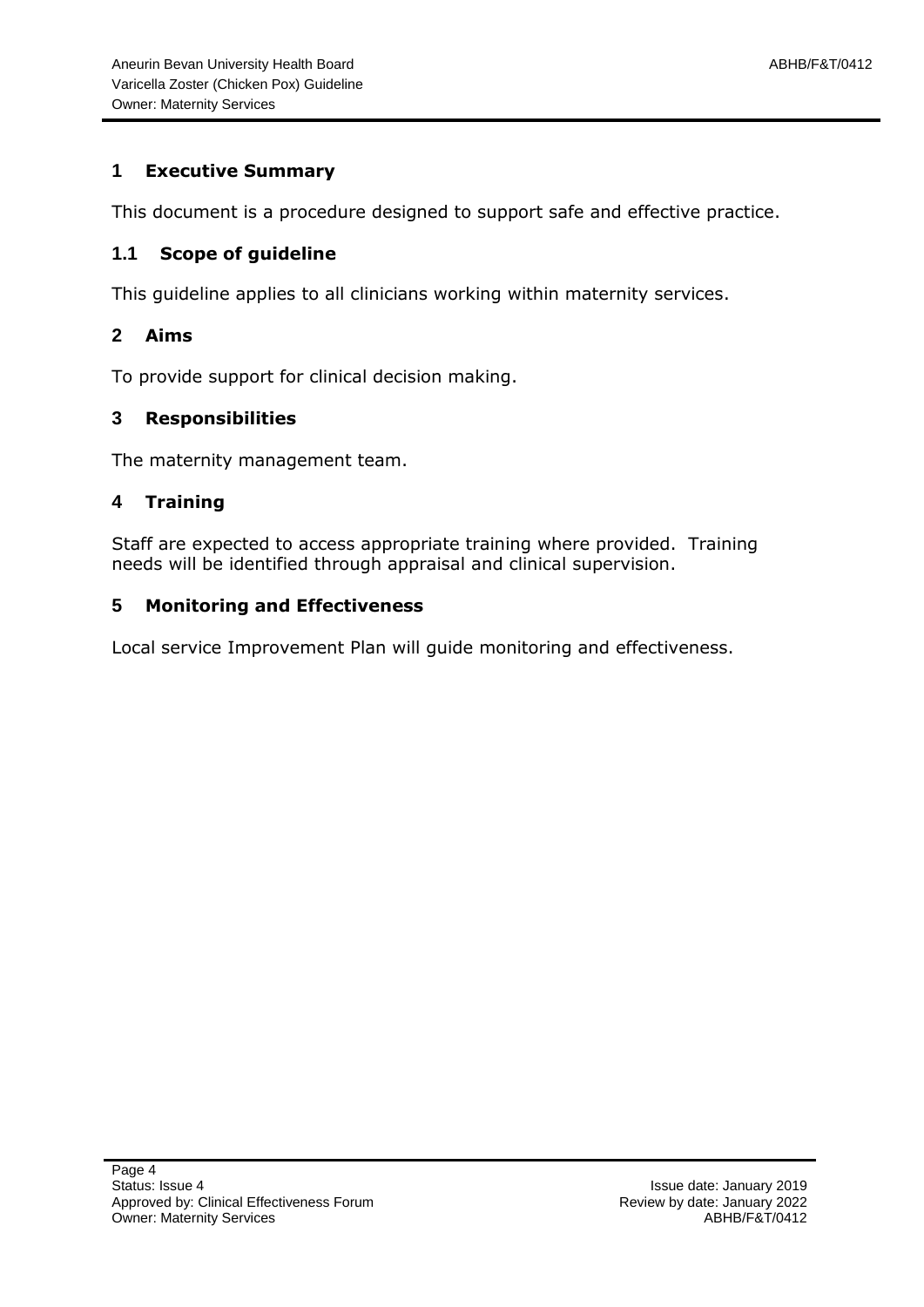## 1 Executive Summary

This document is a procedure designed to support safe and effective practice.

### 1.1 Scope of guideline

This guideline applies to all clinicians working within maternity services.

## 2 Aims

To provide support for clinical decision making.

## 3 Responsibilities

The maternity management team.

## 4 Training

Staff are expected to access appropriate training where provided. Training needs will be identified through appraisal and clinical supervision.

## 5 Monitoring and Effectiveness

Local service Improvement Plan will guide monitoring and effectiveness.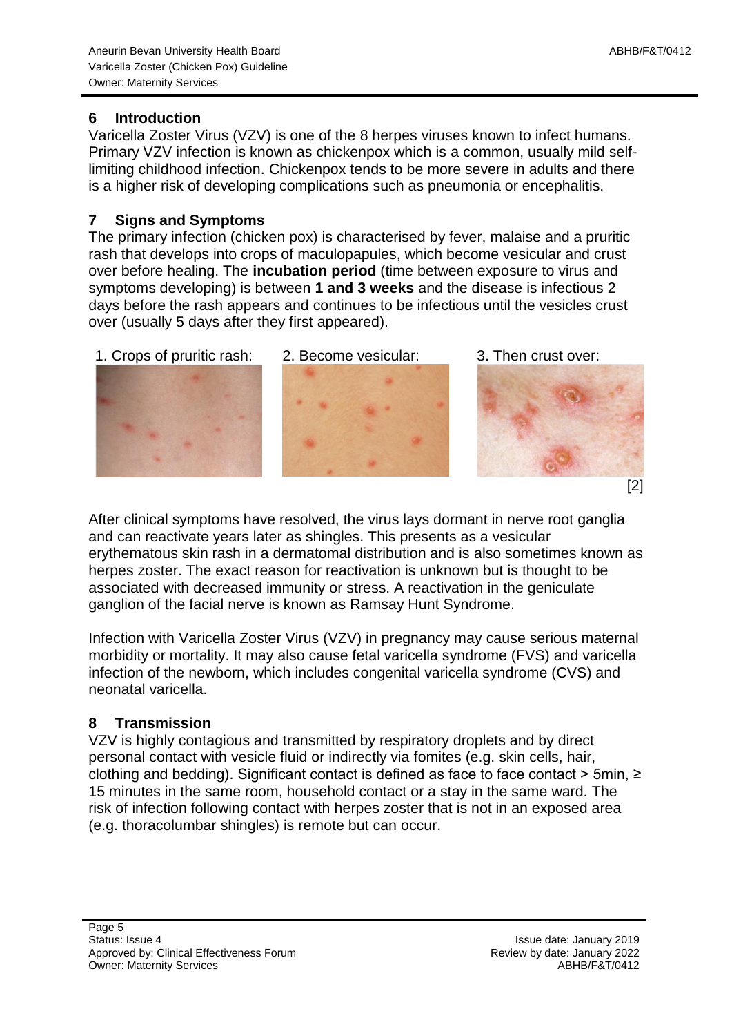## 6 Introduction

Varicella Zoster Virus (VZV) is one of the 8 herpes viruses known to infect humans. Primary VZV infection is known as chickenpox which is a common, usually mild self-limiting childhood infection. Chickenpox tends to be more severe in adults and there is a higher risk of developing complications such as pneumonia or encephalitis.

## 7 Signs and Symptoms

The primary infection (chicken pox) is characterised by fever, malaise and a pruritic rash that develops into crops of maculopapules, which become vesicular and crust over before healing. The **incubation period** (time between exposure to virus and symptoms developing) is between **1 and 3 weeks** and the disease is infectious 2 days before the rash appears and continues to be infectious until the vesicles crust over (usually 5 days after they first appeared).

1. Crops of pruritic rash:

2. Become vesicular:

3. Then crust over:

[2]

After clinical symptoms have resolved, the virus lays dormant in nerve root ganglia and can reactivate years later as shingles. This presents as a vesicular erythematous skin rash in a dermatomal distribution and is also sometimes known as herpes zoster. The exact reason for reactivation is unknown but is thought to be associated with decreased immunity or stress. A reactivation in the geniculate ganglion of the facial nerve is known as Ramsay Hunt Syndrome.

Infection with Varicella Zoster Virus (VZV) in pregnancy may cause serious maternal morbidity or mortality. It may also cause fetal varicella syndrome (FVS) and varicella infection of the newborn, which includes congenital varicella syndrome (CVS) and neonatal varicella.

## 8 Transmission

VZV is highly contagious and transmitted by respiratory droplets and by direct personal contact with vesicle fluid or indirectly via fomites (e.g. skin cells, hair, clothing and bedding). Significant contact is defined as face to face contact > 5min, ≥ 15 minutes in the same room, household contact or a stay in the same ward. The risk of infection following contact with herpes zoster that is not in an exposed area (e.g. thoracolumbar shingles) is remote but can occur.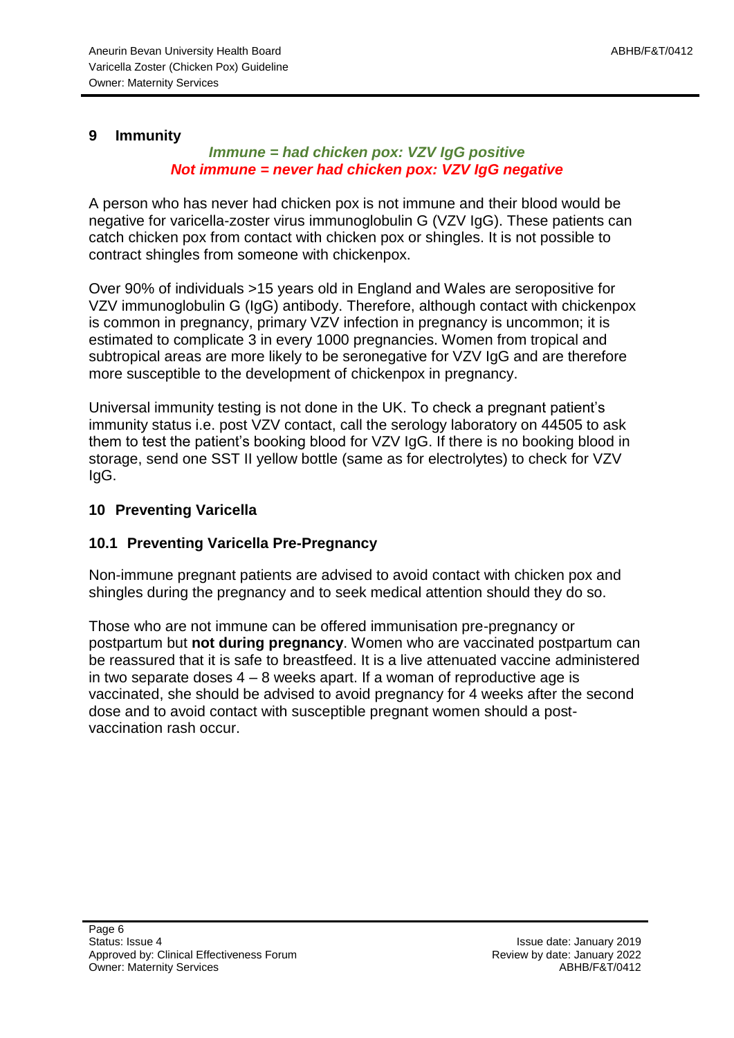## 9 Immunity

***Immune = had chicken pox: VZV IgG positive***
***Not immune = never had chicken pox: VZV IgG negative***

A person who has never had chicken pox is not immune and their blood would be negative for varicella-zoster virus immunoglobulin G (VZV IgG). These patients can catch chicken pox from contact with chicken pox or shingles. It is not possible to contract shingles from someone with chickenpox.

Over 90% of individuals >15 years old in England and Wales are seropositive for VZV immunoglobulin G (IgG) antibody. Therefore, although contact with chickenpox is common in pregnancy, primary VZV infection in pregnancy is uncommon; it is estimated to complicate 3 in every 1000 pregnancies. Women from tropical and subtropical areas are more likely to be seronegative for VZV IgG and are therefore more susceptible to the development of chickenpox in pregnancy.

Universal immunity testing is not done in the UK. To check a pregnant patient's immunity status i.e. post VZV contact, call the serology laboratory on 44505 to ask them to test the patient's booking blood for VZV IgG. If there is no booking blood in storage, send one SST II yellow bottle (same as for electrolytes) to check for VZV IgG.

## 10 Preventing Varicella

### 10.1 Preventing Varicella Pre-Pregnancy

Non-immune pregnant patients are advised to avoid contact with chicken pox and shingles during the pregnancy and to seek medical attention should they do so.

Those who are not immune can be offered immunisation pre-pregnancy or postpartum but **not during pregnancy**. Women who are vaccinated postpartum can be reassured that it is safe to breastfeed. It is a live attenuated vaccine administered in two separate doses 4 – 8 weeks apart. If a woman of reproductive age is vaccinated, she should be advised to avoid pregnancy for 4 weeks after the second dose and to avoid contact with susceptible pregnant women should a post-vaccination rash occur.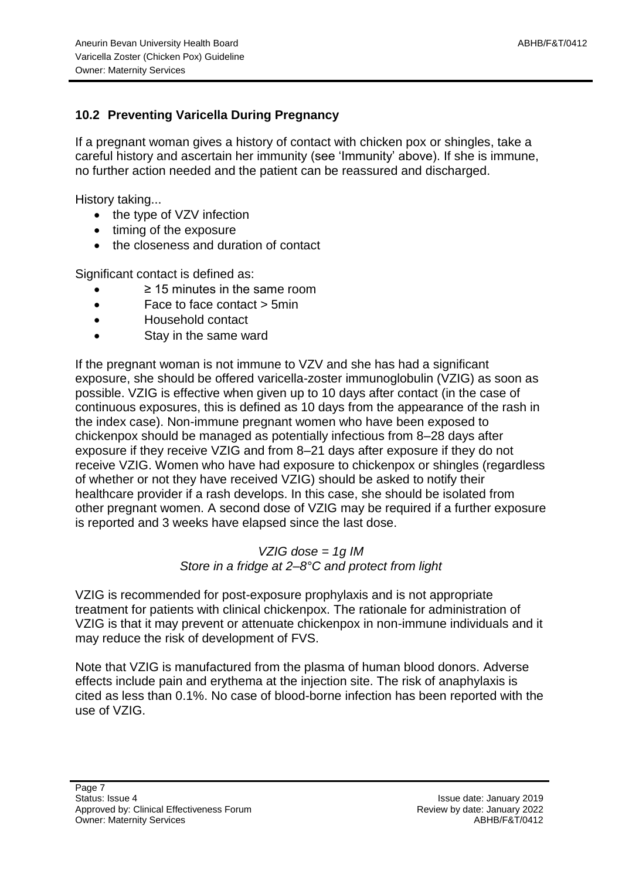## 10.2 Preventing Varicella During Pregnancy

If a pregnant woman gives a history of contact with chicken pox or shingles, take a careful history and ascertain her immunity (see 'Immunity' above). If she is immune, no further action needed and the patient can be reassured and discharged.

History taking...

- the type of VZV infection
- timing of the exposure
- the closeness and duration of contact

Significant contact is defined as:

- ≥ 15 minutes in the same room
- Face to face contact > 5min
- Household contact
- Stay in the same ward

If the pregnant woman is not immune to VZV and she has had a significant exposure, she should be offered varicella-zoster immunoglobulin (VZIG) as soon as possible. VZIG is effective when given up to 10 days after contact (in the case of continuous exposures, this is defined as 10 days from the appearance of the rash in the index case). Non-immune pregnant women who have been exposed to chickenpox should be managed as potentially infectious from 8–28 days after exposure if they receive VZIG and from 8–21 days after exposure if they do not receive VZIG. Women who have had exposure to chickenpox or shingles (regardless of whether or not they have received VZIG) should be asked to notify their healthcare provider if a rash develops. In this case, she should be isolated from other pregnant women. A second dose of VZIG may be required if a further exposure is reported and 3 weeks have elapsed since the last dose.

*VZIG dose = 1g IM*
*Store in a fridge at 2–8°C and protect from light*

VZIG is recommended for post-exposure prophylaxis and is not appropriate treatment for patients with clinical chickenpox. The rationale for administration of VZIG is that it may prevent or attenuate chickenpox in non-immune individuals and it may reduce the risk of development of FVS.

Note that VZIG is manufactured from the plasma of human blood donors. Adverse effects include pain and erythema at the injection site. The risk of anaphylaxis is cited as less than 0.1%. No case of blood-borne infection has been reported with the use of VZIG.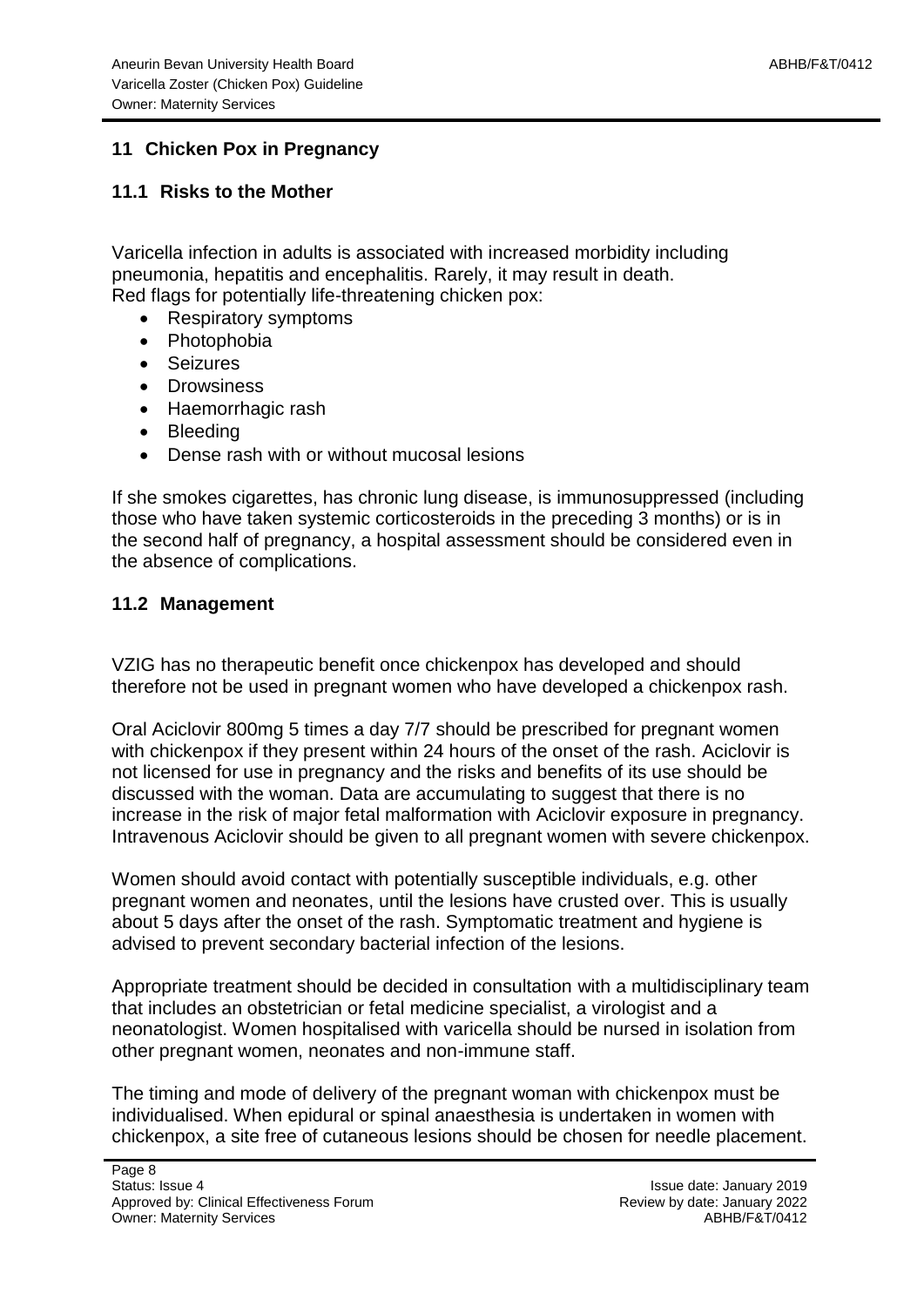## 11 Chicken Pox in Pregnancy

### 11.1 Risks to the Mother

Varicella infection in adults is associated with increased morbidity including pneumonia, hepatitis and encephalitis. Rarely, it may result in death.
Red flags for potentially life-threatening chicken pox:

- Respiratory symptoms
- Photophobia
- Seizures
- Drowsiness
- Haemorrhagic rash
- Bleeding
- Dense rash with or without mucosal lesions

If she smokes cigarettes, has chronic lung disease, is immunosuppressed (including those who have taken systemic corticosteroids in the preceding 3 months) or is in the second half of pregnancy, a hospital assessment should be considered even in the absence of complications.

### 11.2 Management

VZIG has no therapeutic benefit once chickenpox has developed and should therefore not be used in pregnant women who have developed a chickenpox rash.

Oral Aciclovir 800mg 5 times a day 7/7 should be prescribed for pregnant women with chickenpox if they present within 24 hours of the onset of the rash. Aciclovir is not licensed for use in pregnancy and the risks and benefits of its use should be discussed with the woman. Data are accumulating to suggest that there is no increase in the risk of major fetal malformation with Aciclovir exposure in pregnancy. Intravenous Aciclovir should be given to all pregnant women with severe chickenpox.

Women should avoid contact with potentially susceptible individuals, e.g. other pregnant women and neonates, until the lesions have crusted over. This is usually about 5 days after the onset of the rash. Symptomatic treatment and hygiene is advised to prevent secondary bacterial infection of the lesions.

Appropriate treatment should be decided in consultation with a multidisciplinary team that includes an obstetrician or fetal medicine specialist, a virologist and a neonatologist. Women hospitalised with varicella should be nursed in isolation from other pregnant women, neonates and non-immune staff.

The timing and mode of delivery of the pregnant woman with chickenpox must be individualised. When epidural or spinal anaesthesia is undertaken in women with chickenpox, a site free of cutaneous lesions should be chosen for needle placement.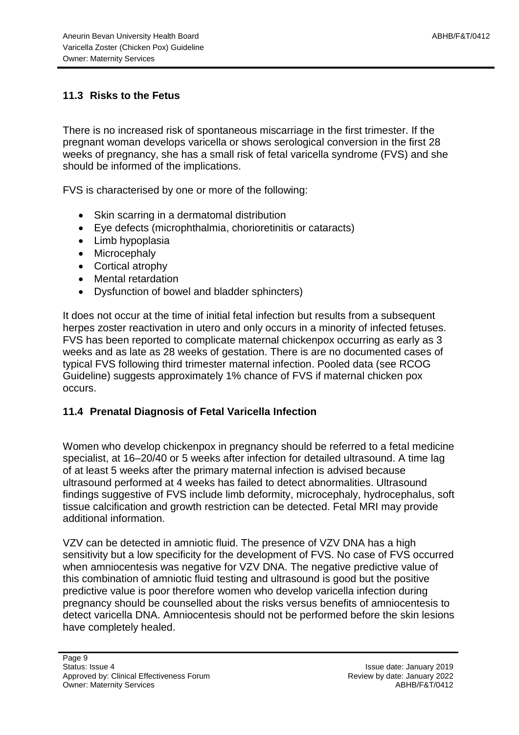## 11.3 Risks to the Fetus

There is no increased risk of spontaneous miscarriage in the first trimester. If the pregnant woman develops varicella or shows serological conversion in the first 28 weeks of pregnancy, she has a small risk of fetal varicella syndrome (FVS) and she should be informed of the implications.

FVS is characterised by one or more of the following:

- Skin scarring in a dermatomal distribution
- Eye defects (microphthalmia, chorioretinitis or cataracts)
- Limb hypoplasia
- Microcephaly
- Cortical atrophy
- Mental retardation
- Dysfunction of bowel and bladder sphincters)

It does not occur at the time of initial fetal infection but results from a subsequent herpes zoster reactivation in utero and only occurs in a minority of infected fetuses. FVS has been reported to complicate maternal chickenpox occurring as early as 3 weeks and as late as 28 weeks of gestation. There is are no documented cases of typical FVS following third trimester maternal infection. Pooled data (see RCOG Guideline) suggests approximately 1% chance of FVS if maternal chicken pox occurs.

## 11.4 Prenatal Diagnosis of Fetal Varicella Infection

Women who develop chickenpox in pregnancy should be referred to a fetal medicine specialist, at 16–20/40 or 5 weeks after infection for detailed ultrasound. A time lag of at least 5 weeks after the primary maternal infection is advised because ultrasound performed at 4 weeks has failed to detect abnormalities. Ultrasound findings suggestive of FVS include limb deformity, microcephaly, hydrocephalus, soft tissue calcification and growth restriction can be detected. Fetal MRI may provide additional information.

VZV can be detected in amniotic fluid. The presence of VZV DNA has a high sensitivity but a low specificity for the development of FVS. No case of FVS occurred when amniocentesis was negative for VZV DNA. The negative predictive value of this combination of amniotic fluid testing and ultrasound is good but the positive predictive value is poor therefore women who develop varicella infection during pregnancy should be counselled about the risks versus benefits of amniocentesis to detect varicella DNA. Amniocentesis should not be performed before the skin lesions have completely healed.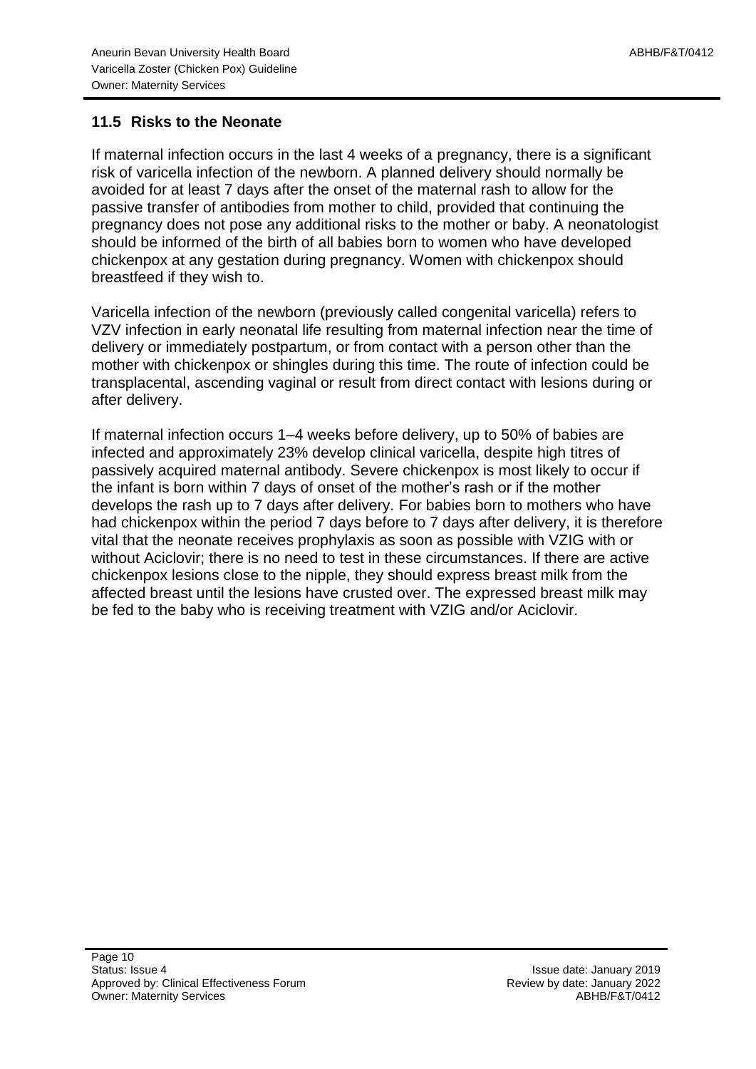## 11.5 Risks to the Neonate

If maternal infection occurs in the last 4 weeks of a pregnancy, there is a significant risk of varicella infection of the newborn. A planned delivery should normally be avoided for at least 7 days after the onset of the maternal rash to allow for the passive transfer of antibodies from mother to child, provided that continuing the pregnancy does not pose any additional risks to the mother or baby. A neonatologist should be informed of the birth of all babies born to women who have developed chickenpox at any gestation during pregnancy. Women with chickenpox should breastfeed if they wish to.

Varicella infection of the newborn (previously called congenital varicella) refers to VZV infection in early neonatal life resulting from maternal infection near the time of delivery or immediately postpartum, or from contact with a person other than the mother with chickenpox or shingles during this time. The route of infection could be transplacental, ascending vaginal or result from direct contact with lesions during or after delivery.

If maternal infection occurs 1–4 weeks before delivery, up to 50% of babies are infected and approximately 23% develop clinical varicella, despite high titres of passively acquired maternal antibody. Severe chickenpox is most likely to occur if the infant is born within 7 days of onset of the mother's rash or if the mother develops the rash up to 7 days after delivery. For babies born to mothers who have had chickenpox within the period 7 days before to 7 days after delivery, it is therefore vital that the neonate receives prophylaxis as soon as possible with VZIG with or without Aciclovir; there is no need to test in these circumstances. If there are active chickenpox lesions close to the nipple, they should express breast milk from the affected breast until the lesions have crusted over. The expressed breast milk may be fed to the baby who is receiving treatment with VZIG and/or Aciclovir.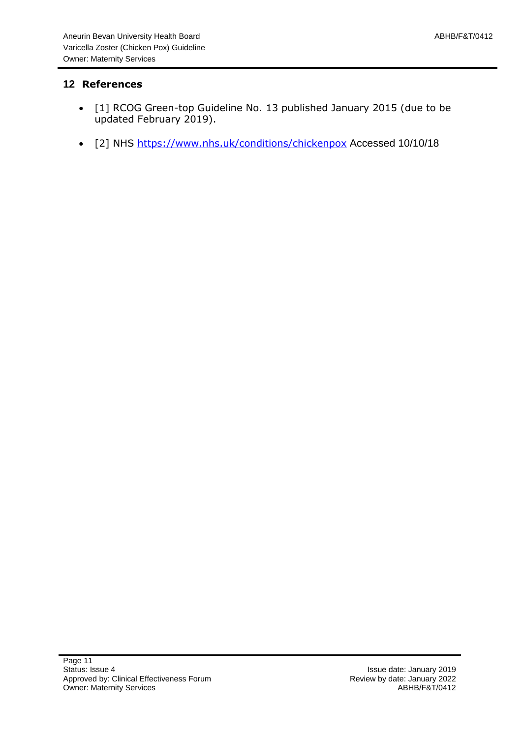## 12 References

- [1] RCOG Green-top Guideline No. 13 published January 2015 (due to be updated February 2019).
- [2] NHS https://www.nhs.uk/conditions/chickenpox Accessed 10/10/18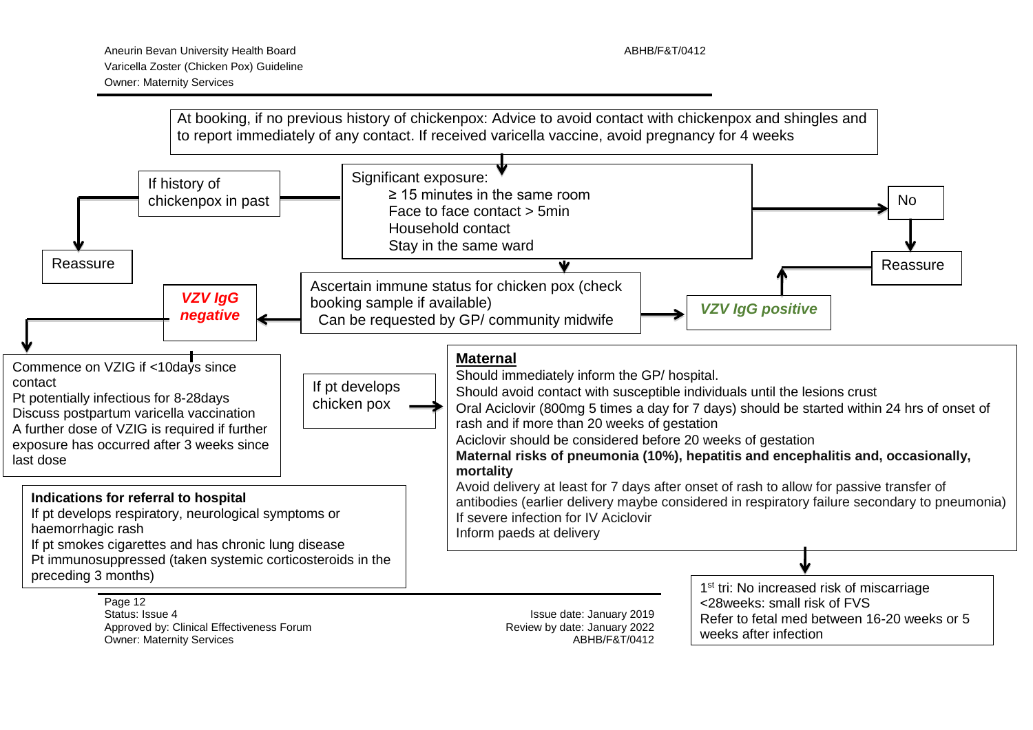At booking, if no previous history of chickenpox: Advice to avoid contact with chickenpox and shingles and to report immediately of any contact. If received varicella vaccine, avoid pregnancy for 4 weeks

If history of chickenpox in past

Reassure

Significant exposure:

- ≥ 15 minutes in the same room
- Face to face contact > 5min
- Household contact
- Stay in the same ward

No

Reassure

***VZV IgG negative***

Ascertain immune status for chicken pox (check booking sample if available)
Can be requested by GP/ community midwife

***VZV IgG positive***

Commence on VZIG if <10days since contact
Pt potentially infectious for 8-28days
Discuss postpartum varicella vaccination
A further dose of VZIG is required if further exposure has occurred after 3 weeks since last dose

If pt develops chicken pox

**Maternal**

Should immediately inform the GP/ hospital.
Should avoid contact with susceptible individuals until the lesions crust
Oral Aciclovir (800mg 5 times a day for 7 days) should be started within 24 hrs of onset of rash and if more than 20 weeks of gestation
Aciclovir should be considered before 20 weeks of gestation
**Maternal risks of pneumonia (10%), hepatitis and encephalitis and, occasionally, mortality**
Avoid delivery at least for 7 days after onset of rash to allow for passive transfer of antibodies (earlier delivery maybe considered in respiratory failure secondary to pneumonia)
If severe infection for IV Aciclovir
Inform paeds at delivery

**Indications for referral to hospital**

If pt develops respiratory, neurological symptoms or haemorrhagic rash
If pt smokes cigarettes and has chronic lung disease
Pt immunosuppressed (taken systemic corticosteroids in the preceding 3 months)

1st tri: No increased risk of miscarriage
<28weeks: small risk of FVS
Refer to fetal med between 16-20 weeks or 5 weeks after infection